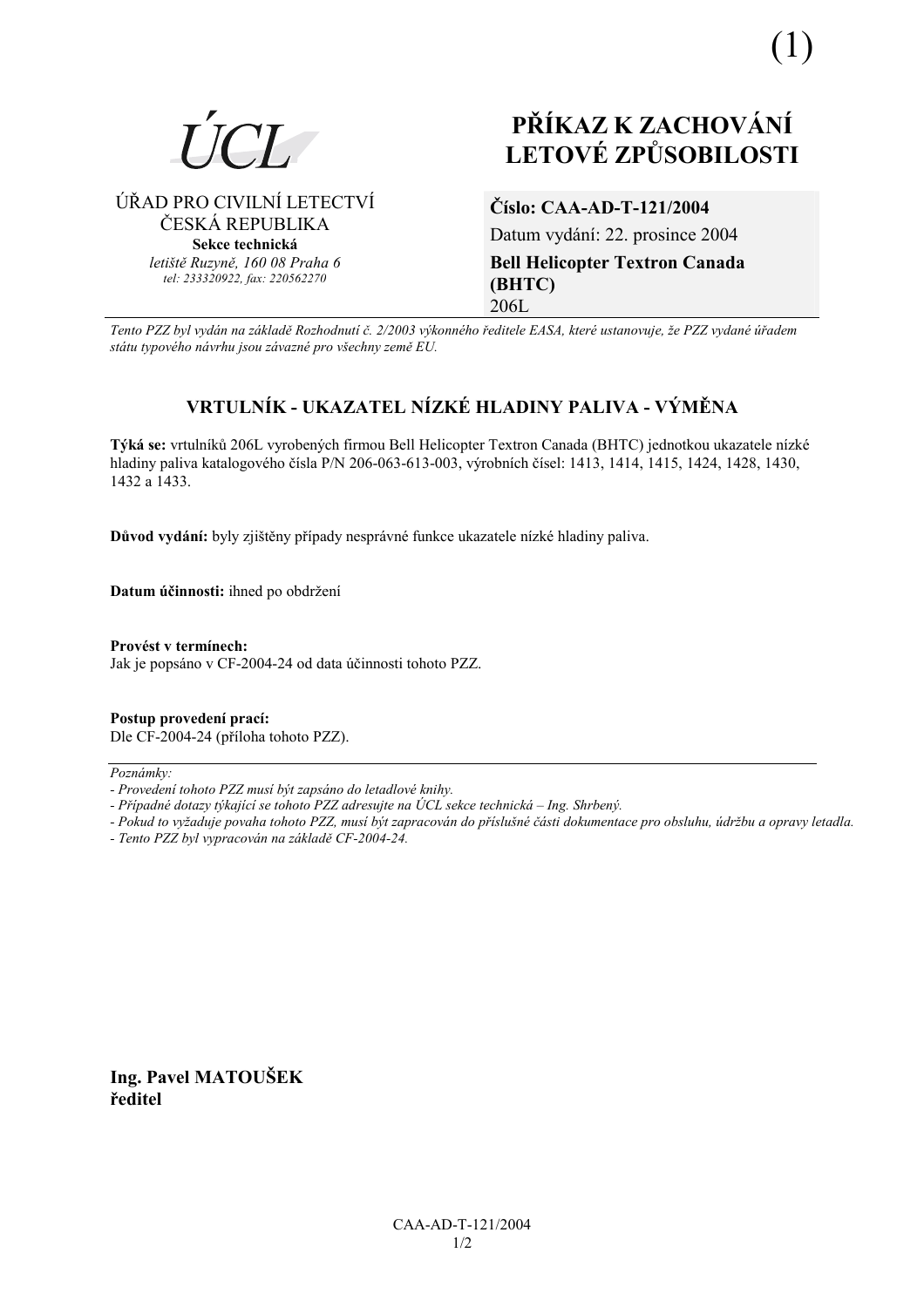(1)

ÚCL

ÚŘAD PRO CIVILNÍ LETECTVÍ
ČESKÁ REPUBLIKA
**Sekce technická**
*letiště Ruzyně, 160 08 Praha 6*
*tel: 233320922, fax: 220562270*

# PŘÍKAZ K ZACHOVÁNÍ LETOVÉ ZPŮSOBILOSTI

**Číslo: CAA-AD-T-121/2004**
Datum vydání: 22. prosince 2004
**Bell Helicopter Textron Canada (BHTC)**
206L

*Tento PZZ byl vydán na základě Rozhodnutí č. 2/2003 výkonného ředitele EASA, které ustanovuje, že PZZ vydané úřadem státu typového návrhu jsou závazné pro všechny země EU.*

## VRTULNÍK - UKAZATEL NÍZKÉ HLADINY PALIVA - VÝMĚNA

**Týká se:** vrtulníků 206L vyrobených firmou Bell Helicopter Textron Canada (BHTC) jednotkou ukazatele nízké hladiny paliva katalogového čísla P/N 206-063-613-003, výrobních čísel: 1413, 1414, 1415, 1424, 1428, 1430, 1432 a 1433.

**Důvod vydání:** byly zjištěny případy nesprávné funkce ukazatele nízké hladiny paliva.

**Datum účinnosti:** ihned po obdržení

**Provést v termínech:**
Jak je popsáno v CF-2004-24 od data účinnosti tohoto PZZ.

**Postup provedení prací:**
Dle CF-2004-24 (příloha tohoto PZZ).

*Poznámky:*
*- Provedení tohoto PZZ musí být zapsáno do letadlové knihy.*
*- Případné dotazy týkající se tohoto PZZ adresujte na ÚCL sekce technická – Ing. Shrbený.*
*- Pokud to vyžaduje povaha tohoto PZZ, musí být zapracován do příslušné části dokumentace pro obsluhu, údržbu a opravy letadla.*
*- Tento PZZ byl vypracován na základě CF-2004-24.*

**Ing. Pavel MATOUŠEK**
**ředitel**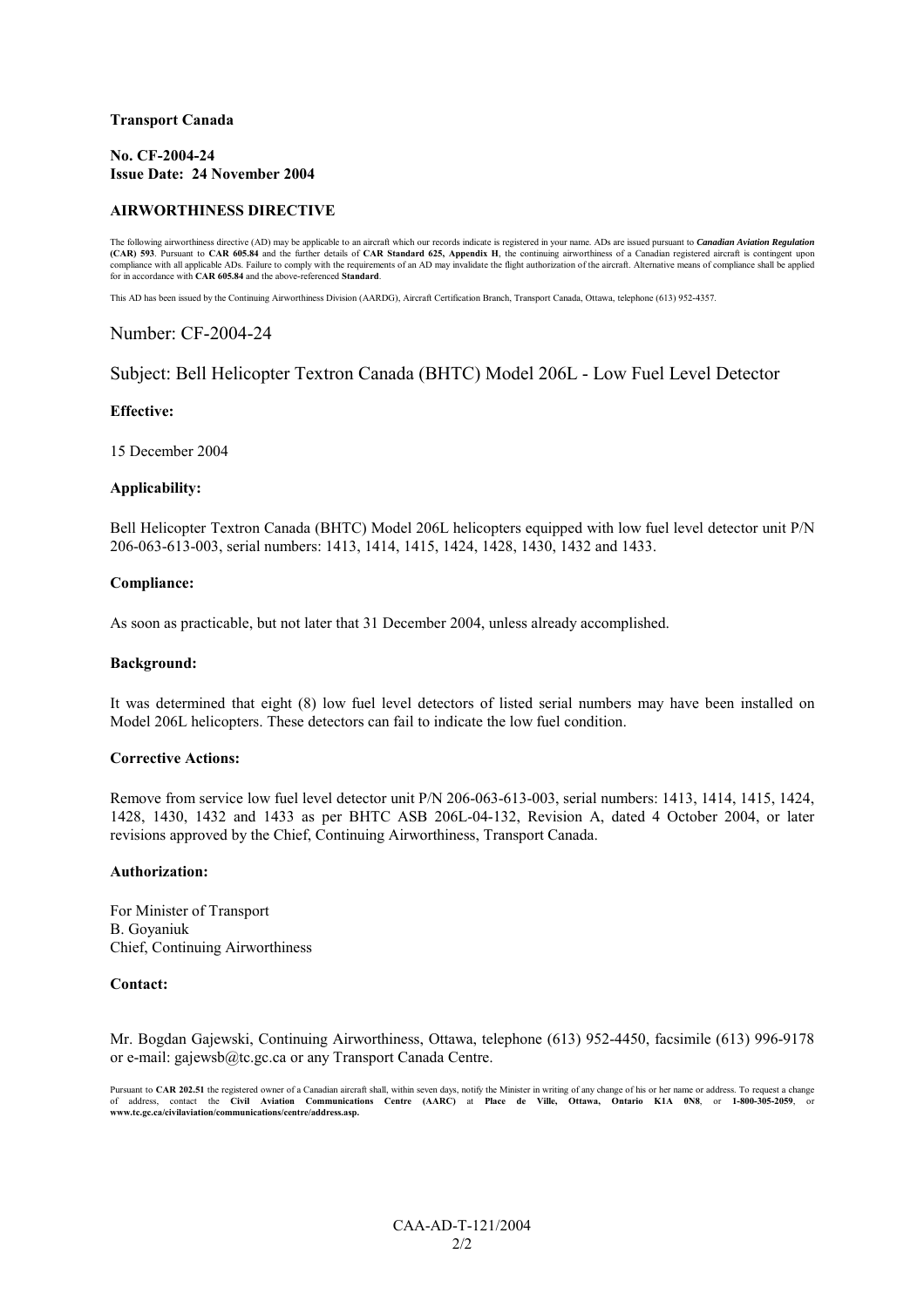**Transport Canada**

**No. CF-2004-24**
**Issue Date: 24 November 2004**

**AIRWORTHINESS DIRECTIVE**

The following airworthiness directive (AD) may be applicable to an aircraft which our records indicate is registered in your name. ADs are issued pursuant to ***Canadian Aviation Regulation* (CAR) 593**. Pursuant to **CAR 605.84** and the further details of **CAR Standard 625, Appendix H**, the continuing airworthiness of a Canadian registered aircraft is contingent upon compliance with all applicable ADs. Failure to comply with the requirements of an AD may invalidate the flight authorization of the aircraft. Alternative means of compliance shall be applied for in accordance with **CAR 605.84** and the above-referenced **Standard**.

This AD has been issued by the Continuing Airworthiness Division (AARDG), Aircraft Certification Branch, Transport Canada, Ottawa, telephone (613) 952-4357.

## Number: CF-2004-24

## Subject: Bell Helicopter Textron Canada (BHTC) Model 206L - Low Fuel Level Detector

**Effective:**

15 December 2004

**Applicability:**

Bell Helicopter Textron Canada (BHTC) Model 206L helicopters equipped with low fuel level detector unit P/N 206-063-613-003, serial numbers: 1413, 1414, 1415, 1424, 1428, 1430, 1432 and 1433.

**Compliance:**

As soon as practicable, but not later that 31 December 2004, unless already accomplished.

**Background:**

It was determined that eight (8) low fuel level detectors of listed serial numbers may have been installed on Model 206L helicopters. These detectors can fail to indicate the low fuel condition.

**Corrective Actions:**

Remove from service low fuel level detector unit P/N 206-063-613-003, serial numbers: 1413, 1414, 1415, 1424, 1428, 1430, 1432 and 1433 as per BHTC ASB 206L-04-132, Revision A, dated 4 October 2004, or later revisions approved by the Chief, Continuing Airworthiness, Transport Canada.

**Authorization:**

For Minister of Transport
B. Goyaniuk
Chief, Continuing Airworthiness

**Contact:**

Mr. Bogdan Gajewski, Continuing Airworthiness, Ottawa, telephone (613) 952-4450, facsimile (613) 996-9178 or e-mail: gajewsb@tc.gc.ca or any Transport Canada Centre.

Pursuant to **CAR 202.51** the registered owner of a Canadian aircraft shall, within seven days, notify the Minister in writing of any change of his or her name or address. To request a change of address, contact the **Civil Aviation Communications Centre (AARC)** at **Place de Ville, Ottawa, Ontario K1A 0N8**, or **1-800-305-2059**, or **www.tc.gc.ca/civilaviation/communications/centre/address.asp.**

CAA-AD-T-121/2004